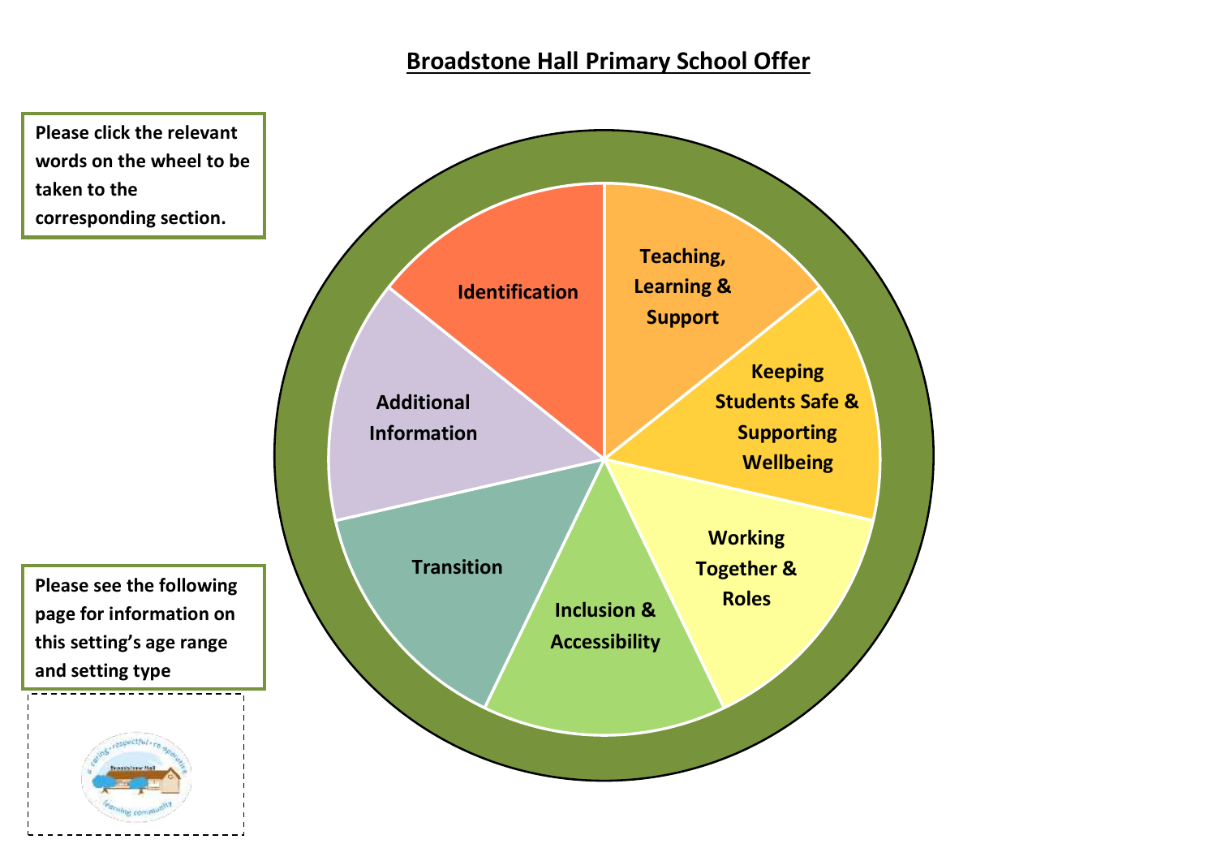# Broadstone Hall Primary School Offer

**Please click the relevant words on the wheel to be taken to the corresponding section.**

- Identification
- Teaching, Learning & Support
- Keeping Students Safe & Supporting Wellbeing
- Working Together & Roles
- Inclusion & Accessibility
- Transition
- Additional Information

**Please see the following page for information on this setting's age range and setting type**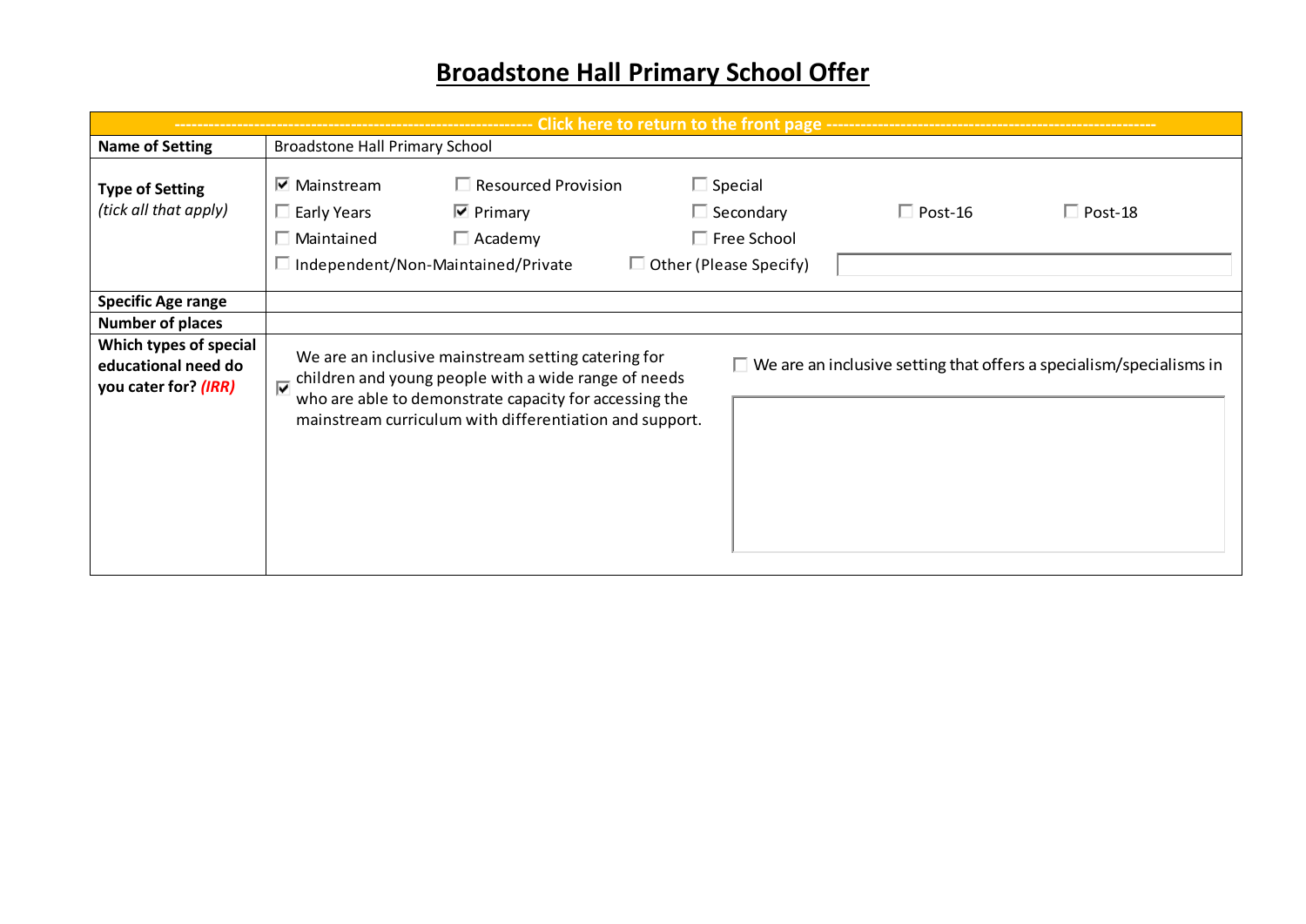# Broadstone Hall Primary School Offer

| ------------------------------------------------------------------ Click here to return to the front page ------------------------------------------------------------------ | |
|---|---|
| **Name of Setting** | Broadstone Hall Primary School |
| **Type of Setting** *(tick all that apply)* | ☑ Mainstream ☐ Resourced Provision ☐ Special<br>☐ Early Years ☑ Primary ☐ Secondary ☐ Post-16 ☐ Post-18<br>☐ Maintained ☐ Academy ☐ Free School<br>☐ Independent/Non-Maintained/Private ☐ Other (Please Specify) |
| **Specific Age range** | |
| **Number of places** | |
| **Which types of special educational need do you cater for? *(IRR)*** | ☑ We are an inclusive mainstream setting catering for children and young people with a wide range of needs who are able to demonstrate capacity for accessing the mainstream curriculum with differentiation and support.<br>☐ We are an inclusive setting that offers a specialism/specialisms in |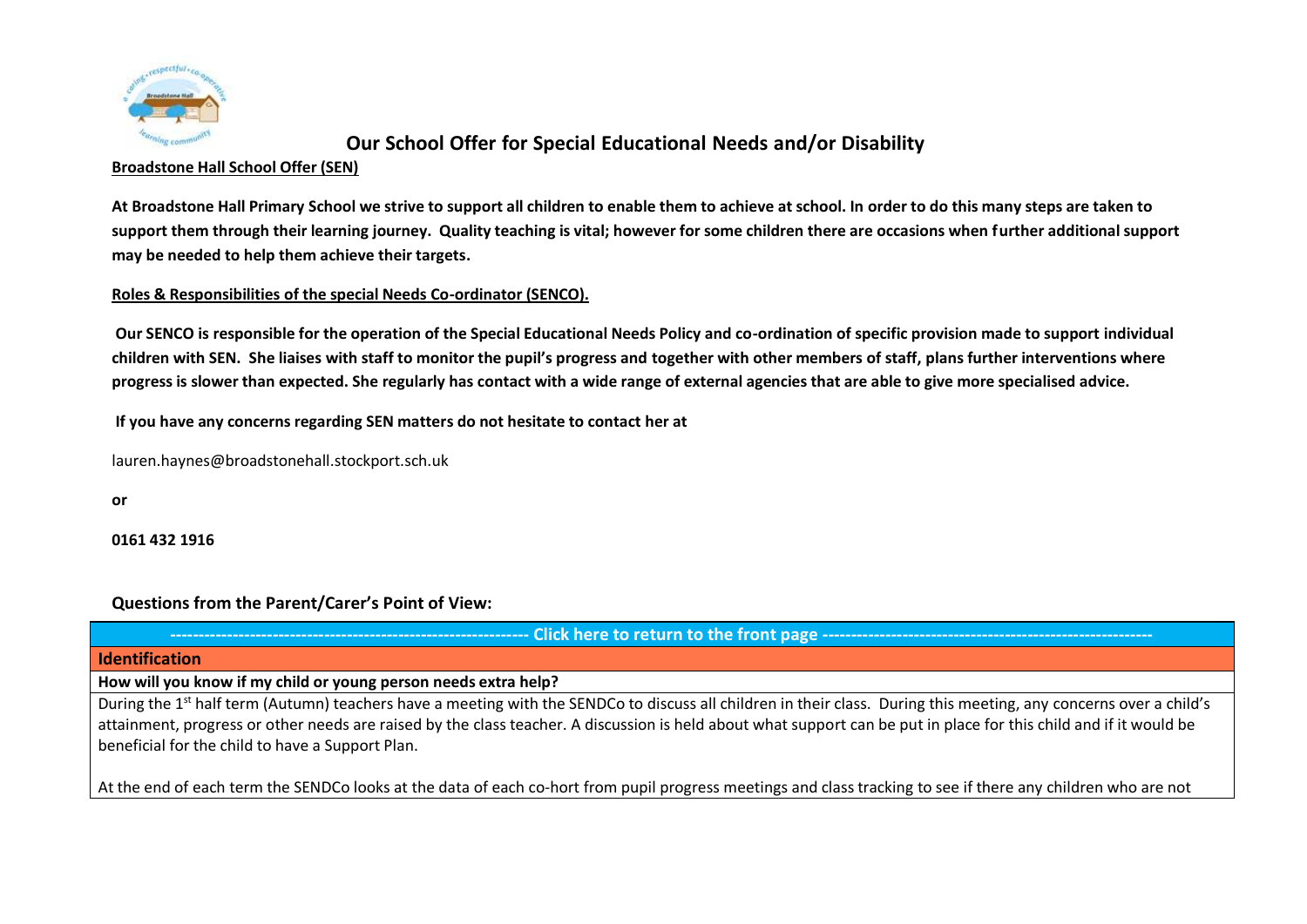## Our School Offer for Special Educational Needs and/or Disability

**Broadstone Hall School Offer (SEN)**

**At Broadstone Hall Primary School we strive to support all children to enable them to achieve at school. In order to do this many steps are taken to support them through their learning journey. Quality teaching is vital; however for some children there are occasions when further additional support may be needed to help them achieve their targets.**

**Roles & Responsibilities of the special Needs Co-ordinator (SENCO).**

**Our SENCO is responsible for the operation of the Special Educational Needs Policy and co-ordination of specific provision made to support individual children with SEN. She liaises with staff to monitor the pupil's progress and together with other members of staff, plans further interventions where progress is slower than expected. She regularly has contact with a wide range of external agencies that are able to give more specialised advice.**

**If you have any concerns regarding SEN matters do not hesitate to contact her at**

lauren.haynes@broadstonehall.stockport.sch.uk

**or**

**0161 432 1916**

### Questions from the Parent/Carer's Point of View:

| ------------------------------------------------------------ Click here to return to the front page ------------------------------------------------------------ |
|---|
| **Identification** |
| **How will you know if my child or young person needs extra help?** |
| During the 1st half term (Autumn) teachers have a meeting with the SENDCo to discuss all children in their class. During this meeting, any concerns over a child's attainment, progress or other needs are raised by the class teacher. A discussion is held about what support can be put in place for this child and if it would be beneficial for the child to have a Support Plan.<br><br>At the end of each term the SENDCo looks at the data of each co-hort from pupil progress meetings and class tracking to see if there any children who are not |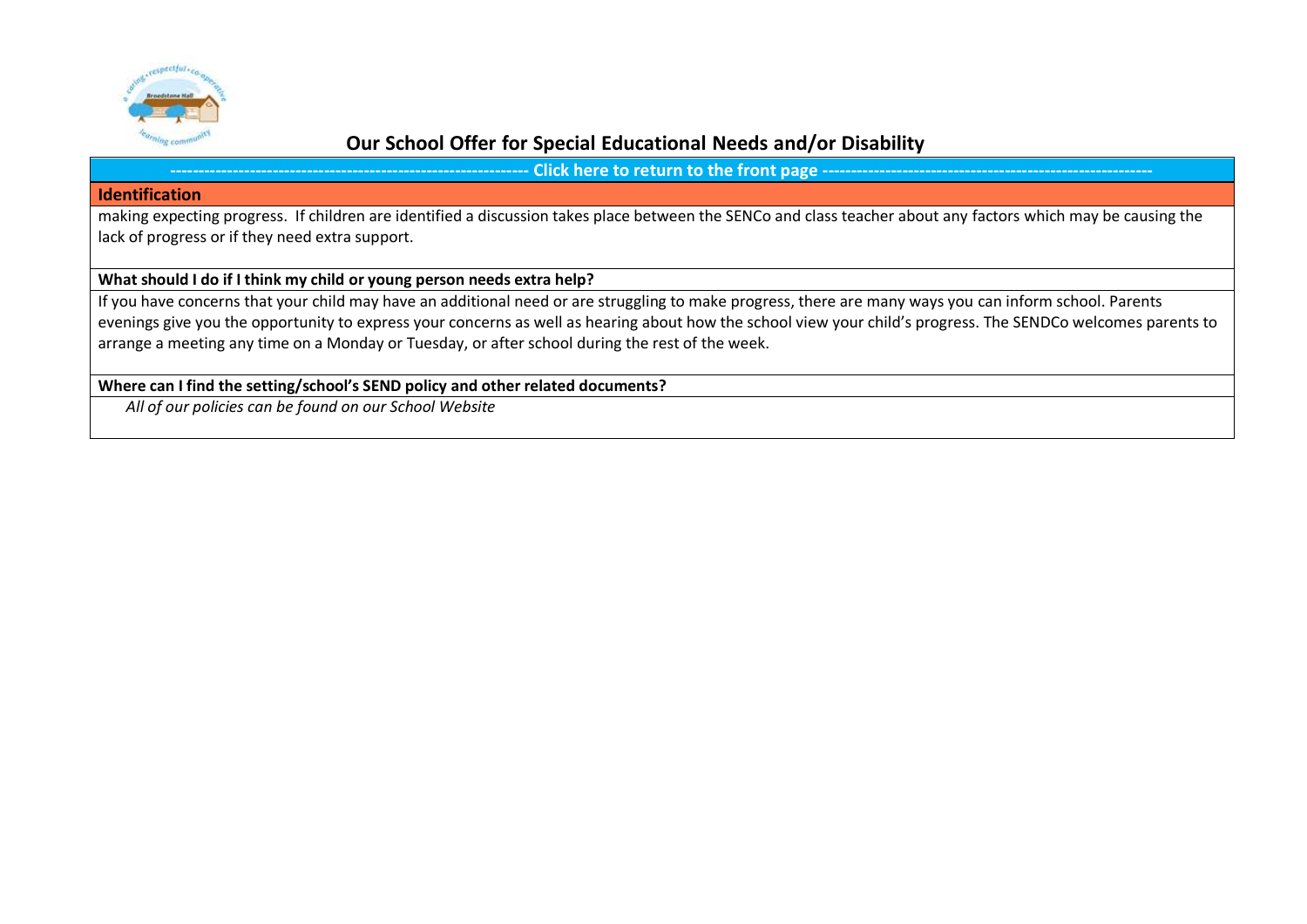# Our School Offer for Special Educational Needs and/or Disability

------------------------------------------------------------- Click here to return to the front page --------------------------------------------------------

## Identification

making expecting progress. If children are identified a discussion takes place between the SENCo and class teacher about any factors which may be causing the lack of progress or if they need extra support.

**What should I do if I think my child or young person needs extra help?**

If you have concerns that your child may have an additional need or are struggling to make progress, there are many ways you can inform school. Parents evenings give you the opportunity to express your concerns as well as hearing about how the school view your child's progress. The SENDCo welcomes parents to arrange a meeting any time on a Monday or Tuesday, or after school during the rest of the week.

**Where can I find the setting/school's SEND policy and other related documents?**

*All of our policies can be found on our School Website*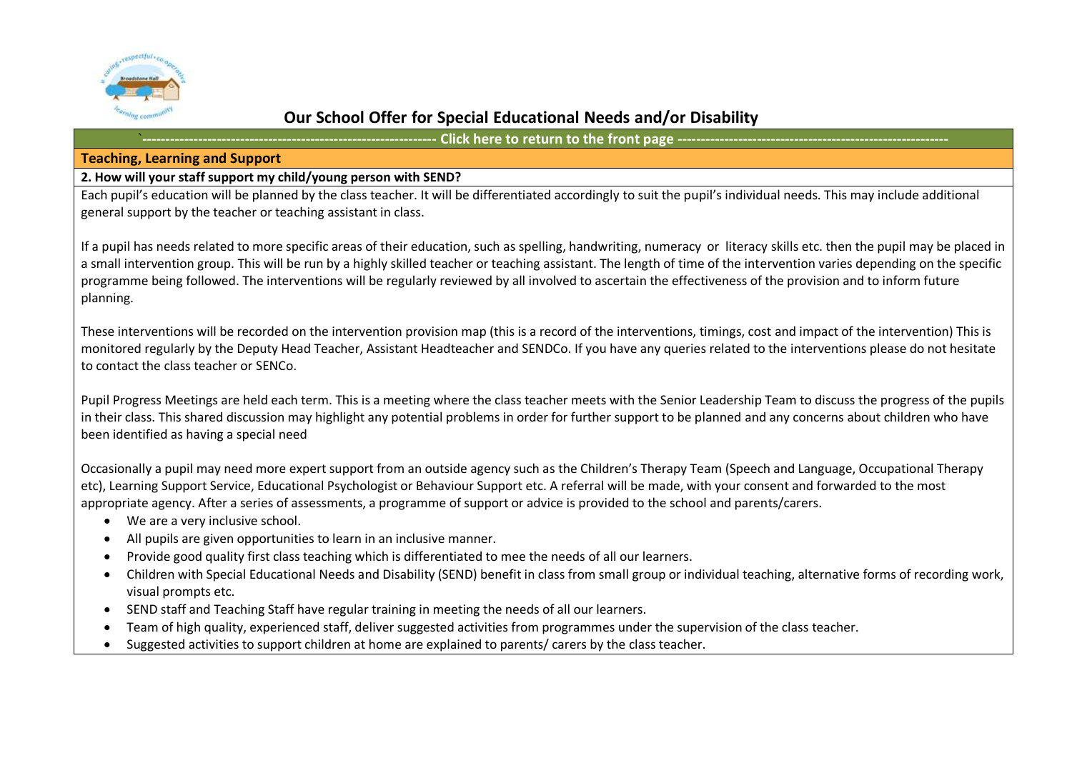# Our School Offer for Special Educational Needs and/or Disability

`------------------------------------------------------------- Click here to return to the front page ---------------------------------------------------------

## Teaching, Learning and Support

**2. How will your staff support my child/young person with SEND?**

Each pupil's education will be planned by the class teacher. It will be differentiated accordingly to suit the pupil's individual needs. This may include additional general support by the teacher or teaching assistant in class.

If a pupil has needs related to more specific areas of their education, such as spelling, handwriting, numeracy or literacy skills etc. then the pupil may be placed in a small intervention group. This will be run by a highly skilled teacher or teaching assistant. The length of time of the intervention varies depending on the specific programme being followed. The interventions will be regularly reviewed by all involved to ascertain the effectiveness of the provision and to inform future planning.

These interventions will be recorded on the intervention provision map (this is a record of the interventions, timings, cost and impact of the intervention) This is monitored regularly by the Deputy Head Teacher, Assistant Headteacher and SENDCo. If you have any queries related to the interventions please do not hesitate to contact the class teacher or SENCo.

Pupil Progress Meetings are held each term. This is a meeting where the class teacher meets with the Senior Leadership Team to discuss the progress of the pupils in their class. This shared discussion may highlight any potential problems in order for further support to be planned and any concerns about children who have been identified as having a special need

Occasionally a pupil may need more expert support from an outside agency such as the Children's Therapy Team (Speech and Language, Occupational Therapy etc), Learning Support Service, Educational Psychologist or Behaviour Support etc. A referral will be made, with your consent and forwarded to the most appropriate agency. After a series of assessments, a programme of support or advice is provided to the school and parents/carers.

- We are a very inclusive school.
- All pupils are given opportunities to learn in an inclusive manner.
- Provide good quality first class teaching which is differentiated to mee the needs of all our learners.
- Children with Special Educational Needs and Disability (SEND) benefit in class from small group or individual teaching, alternative forms of recording work, visual prompts etc.
- SEND staff and Teaching Staff have regular training in meeting the needs of all our learners.
- Team of high quality, experienced staff, deliver suggested activities from programmes under the supervision of the class teacher.
- Suggested activities to support children at home are explained to parents/ carers by the class teacher.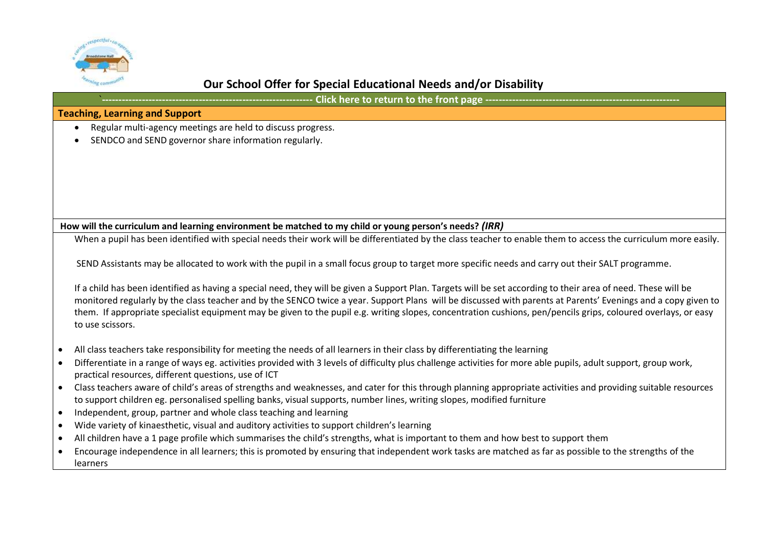# Our School Offer for Special Educational Needs and/or Disability

`------------------------------------------------------------- Click here to return to the front page ---------------------------------------------------------

## Teaching, Learning and Support

- Regular multi-agency meetings are held to discuss progress.
- SENDCO and SEND governor share information regularly.

### How will the curriculum and learning environment be matched to my child or young person's needs? *(IRR)*

When a pupil has been identified with special needs their work will be differentiated by the class teacher to enable them to access the curriculum more easily.

SEND Assistants may be allocated to work with the pupil in a small focus group to target more specific needs and carry out their SALT programme.

If a child has been identified as having a special need, they will be given a Support Plan. Targets will be set according to their area of need. These will be monitored regularly by the class teacher and by the SENCO twice a year. Support Plans will be discussed with parents at Parents' Evenings and a copy given to them. If appropriate specialist equipment may be given to the pupil e.g. writing slopes, concentration cushions, pen/pencils grips, coloured overlays, or easy to use scissors.

- All class teachers take responsibility for meeting the needs of all learners in their class by differentiating the learning
- Differentiate in a range of ways eg. activities provided with 3 levels of difficulty plus challenge activities for more able pupils, adult support, group work, practical resources, different questions, use of ICT
- Class teachers aware of child's areas of strengths and weaknesses, and cater for this through planning appropriate activities and providing suitable resources to support children eg. personalised spelling banks, visual supports, number lines, writing slopes, modified furniture
- Independent, group, partner and whole class teaching and learning
- Wide variety of kinaesthetic, visual and auditory activities to support children's learning
- All children have a 1 page profile which summarises the child's strengths, what is important to them and how best to support them
- Encourage independence in all learners; this is promoted by ensuring that independent work tasks are matched as far as possible to the strengths of the learners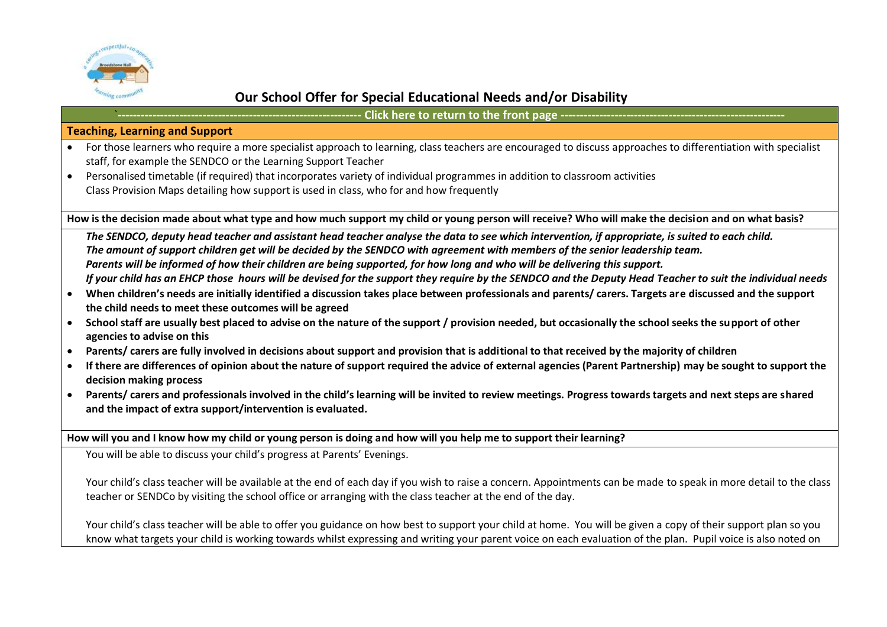## Our School Offer for Special Educational Needs and/or Disability

`------------------------------------------------------------- Click here to return to the front page ---------------------------------------------------------

### Teaching, Learning and Support

- For those learners who require a more specialist approach to learning, class teachers are encouraged to discuss approaches to differentiation with specialist staff, for example the SENDCO or the Learning Support Teacher
- Personalised timetable (if required) that incorporates variety of individual programmes in addition to classroom activities
  Class Provision Maps detailing how support is used in class, who for and how frequently

**How is the decision made about what type and how much support my child or young person will receive? Who will make the decision and on what basis?**

***The SENDCO, deputy head teacher and assistant head teacher analyse the data to see which intervention, if appropriate, is suited to each child.***
***The amount of support children get will be decided by the SENDCO with agreement with members of the senior leadership team.***
***Parents will be informed of how their children are being supported, for how long and who will be delivering this support.***
***If your child has an EHCP those hours will be devised for the support they require by the SENDCO and the Deputy Head Teacher to suit the individual needs***

- **When children's needs are initially identified a discussion takes place between professionals and parents/ carers. Targets are discussed and the support the child needs to meet these outcomes will be agreed**
- **School staff are usually best placed to advise on the nature of the support / provision needed, but occasionally the school seeks the support of other agencies to advise on this**
- **Parents/ carers are fully involved in decisions about support and provision that is additional to that received by the majority of children**
- **If there are differences of opinion about the nature of support required the advice of external agencies (Parent Partnership) may be sought to support the decision making process**
- **Parents/ carers and professionals involved in the child's learning will be invited to review meetings. Progress towards targets and next steps are shared and the impact of extra support/intervention is evaluated.**

**How will you and I know how my child or young person is doing and how will you help me to support their learning?**

You will be able to discuss your child's progress at Parents' Evenings.

Your child's class teacher will be available at the end of each day if you wish to raise a concern. Appointments can be made to speak in more detail to the class teacher or SENDCo by visiting the school office or arranging with the class teacher at the end of the day.

Your child's class teacher will be able to offer you guidance on how best to support your child at home. You will be given a copy of their support plan so you know what targets your child is working towards whilst expressing and writing your parent voice on each evaluation of the plan. Pupil voice is also noted on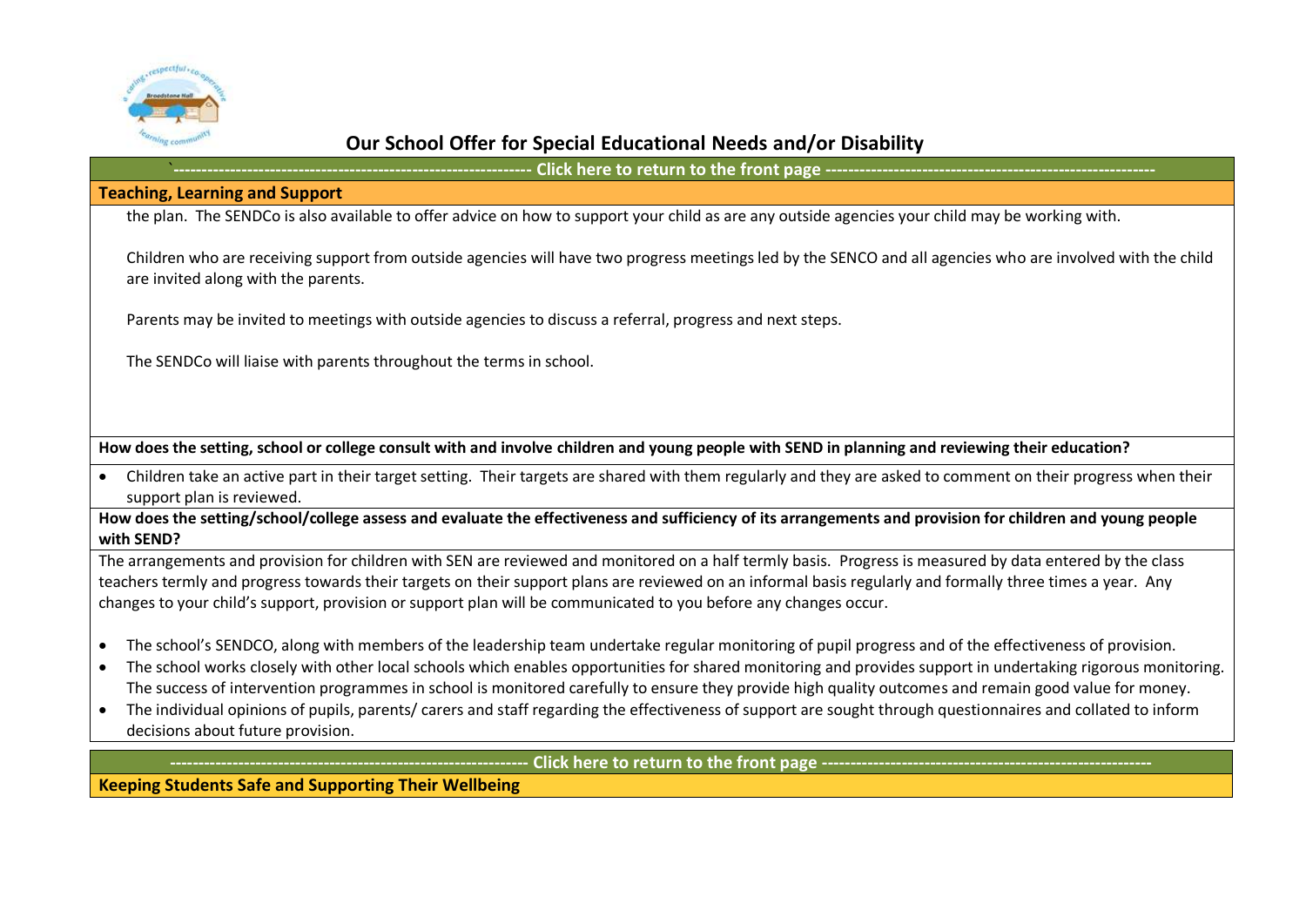# Our School Offer for Special Educational Needs and/or Disability

---------------------------------------------------------------- Click here to return to the front page ----------------------------------------------------------------

## Teaching, Learning and Support

the plan. The SENDCo is also available to offer advice on how to support your child as are any outside agencies your child may be working with.

Children who are receiving support from outside agencies will have two progress meetings led by the SENCO and all agencies who are involved with the child are invited along with the parents.

Parents may be invited to meetings with outside agencies to discuss a referral, progress and next steps.

The SENDCo will liaise with parents throughout the terms in school.

**How does the setting, school or college consult with and involve children and young people with SEND in planning and reviewing their education?**

- Children take an active part in their target setting. Their targets are shared with them regularly and they are asked to comment on their progress when their support plan is reviewed.

**How does the setting/school/college assess and evaluate the effectiveness and sufficiency of its arrangements and provision for children and young people with SEND?**

The arrangements and provision for children with SEN are reviewed and monitored on a half termly basis. Progress is measured by data entered by the class teachers termly and progress towards their targets on their support plans are reviewed on an informal basis regularly and formally three times a year. Any changes to your child's support, provision or support plan will be communicated to you before any changes occur.

- The school's SENDCO, along with members of the leadership team undertake regular monitoring of pupil progress and of the effectiveness of provision.
- The school works closely with other local schools which enables opportunities for shared monitoring and provides support in undertaking rigorous monitoring. The success of intervention programmes in school is monitored carefully to ensure they provide high quality outcomes and remain good value for money.
- The individual opinions of pupils, parents/ carers and staff regarding the effectiveness of support are sought through questionnaires and collated to inform decisions about future provision.

---------------------------------------------------------------- Click here to return to the front page ----------------------------------------------------------------

## Keeping Students Safe and Supporting Their Wellbeing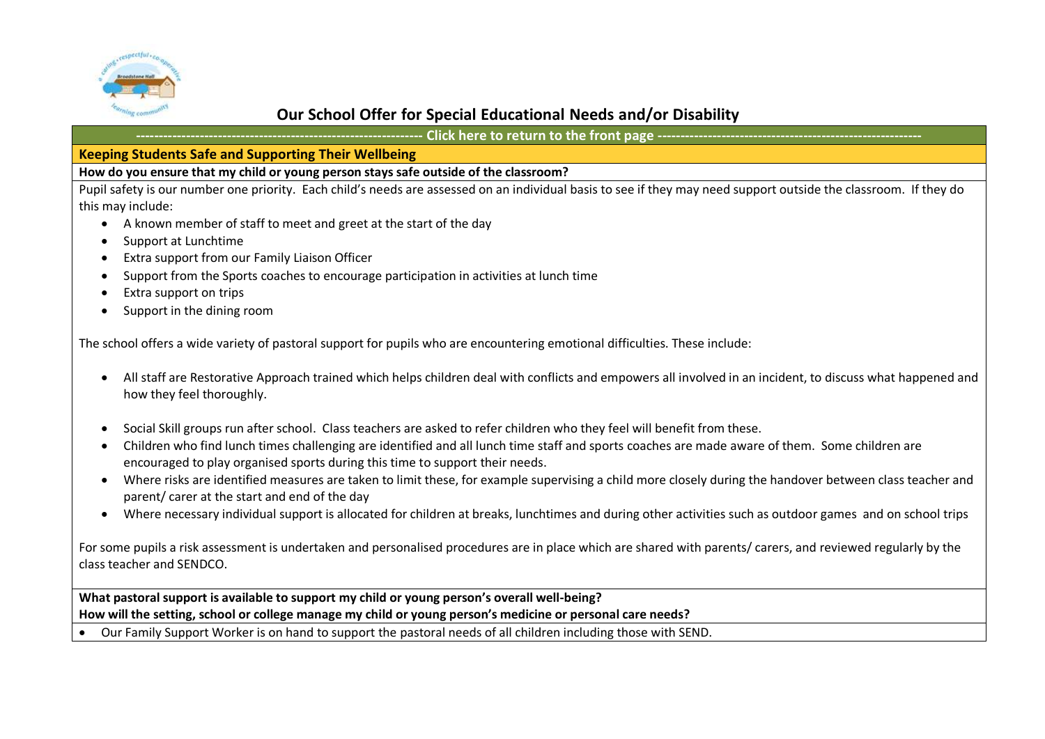# Our School Offer for Special Educational Needs and/or Disability

---------------------------------------------------------------- Click here to return to the front page ----------------------------------------------------------

## Keeping Students Safe and Supporting Their Wellbeing

**How do you ensure that my child or young person stays safe outside of the classroom?**

Pupil safety is our number one priority. Each child's needs are assessed on an individual basis to see if they may need support outside the classroom. If they do this may include:

- A known member of staff to meet and greet at the start of the day
- Support at Lunchtime
- Extra support from our Family Liaison Officer
- Support from the Sports coaches to encourage participation in activities at lunch time
- Extra support on trips
- Support in the dining room

The school offers a wide variety of pastoral support for pupils who are encountering emotional difficulties. These include:

- All staff are Restorative Approach trained which helps children deal with conflicts and empowers all involved in an incident, to discuss what happened and how they feel thoroughly.
- Social Skill groups run after school. Class teachers are asked to refer children who they feel will benefit from these.
- Children who find lunch times challenging are identified and all lunch time staff and sports coaches are made aware of them. Some children are encouraged to play organised sports during this time to support their needs.
- Where risks are identified measures are taken to limit these, for example supervising a child more closely during the handover between class teacher and parent/ carer at the start and end of the day
- Where necessary individual support is allocated for children at breaks, lunchtimes and during other activities such as outdoor games and on school trips

For some pupils a risk assessment is undertaken and personalised procedures are in place which are shared with parents/ carers, and reviewed regularly by the class teacher and SENDCO.

**What pastoral support is available to support my child or young person's overall well-being?**
**How will the setting, school or college manage my child or young person's medicine or personal care needs?**

- Our Family Support Worker is on hand to support the pastoral needs of all children including those with SEND.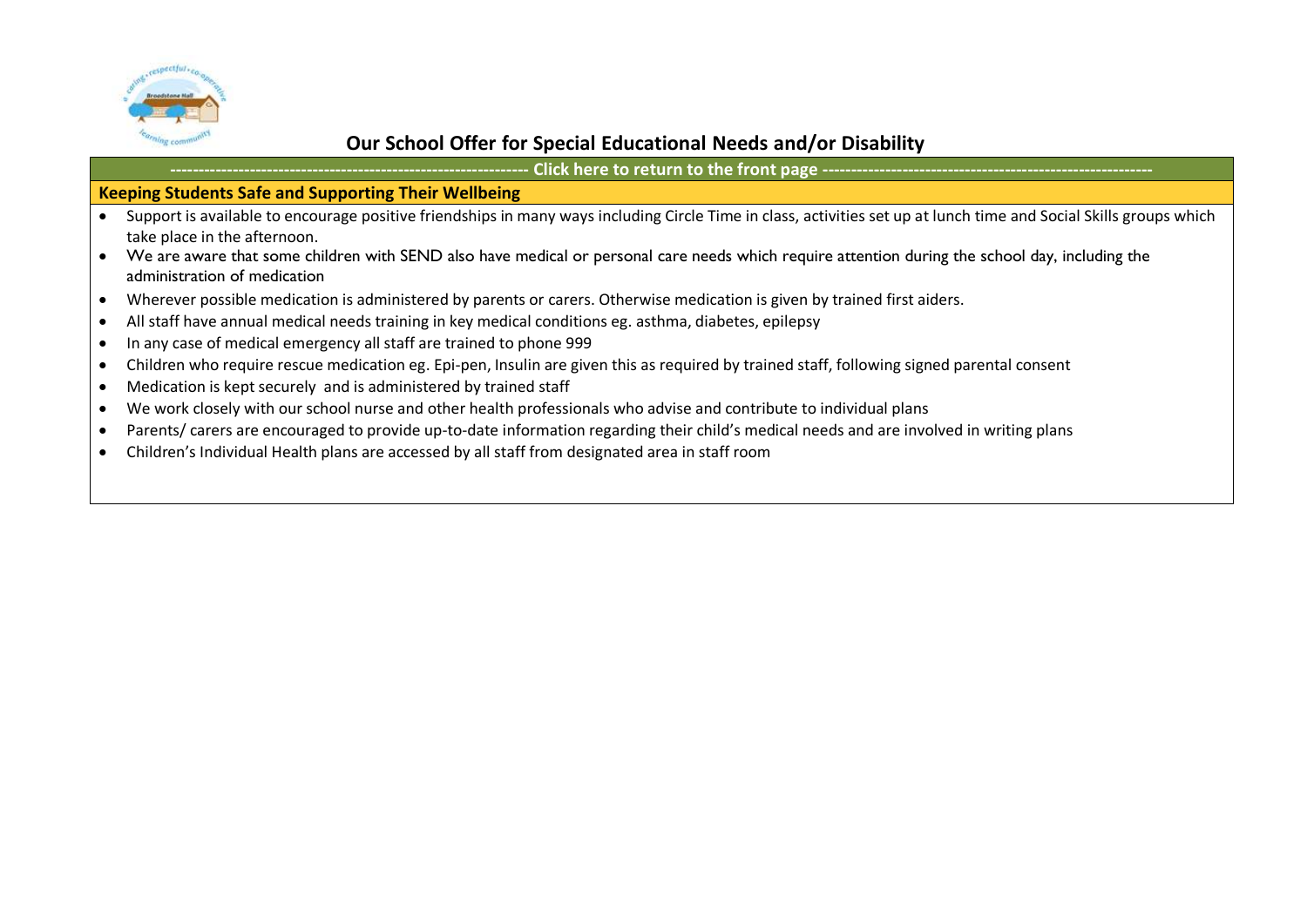## Our School Offer for Special Educational Needs and/or Disability

------------------------------------------------------------- Click here to return to the front page ---------------------------------------------------------

### Keeping Students Safe and Supporting Their Wellbeing

- Support is available to encourage positive friendships in many ways including Circle Time in class, activities set up at lunch time and Social Skills groups which take place in the afternoon.
- We are aware that some children with SEND also have medical or personal care needs which require attention during the school day, including the administration of medication
- Wherever possible medication is administered by parents or carers. Otherwise medication is given by trained first aiders.
- All staff have annual medical needs training in key medical conditions eg. asthma, diabetes, epilepsy
- In any case of medical emergency all staff are trained to phone 999
- Children who require rescue medication eg. Epi-pen, Insulin are given this as required by trained staff, following signed parental consent
- Medication is kept securely and is administered by trained staff
- We work closely with our school nurse and other health professionals who advise and contribute to individual plans
- Parents/ carers are encouraged to provide up-to-date information regarding their child's medical needs and are involved in writing plans
- Children's Individual Health plans are accessed by all staff from designated area in staff room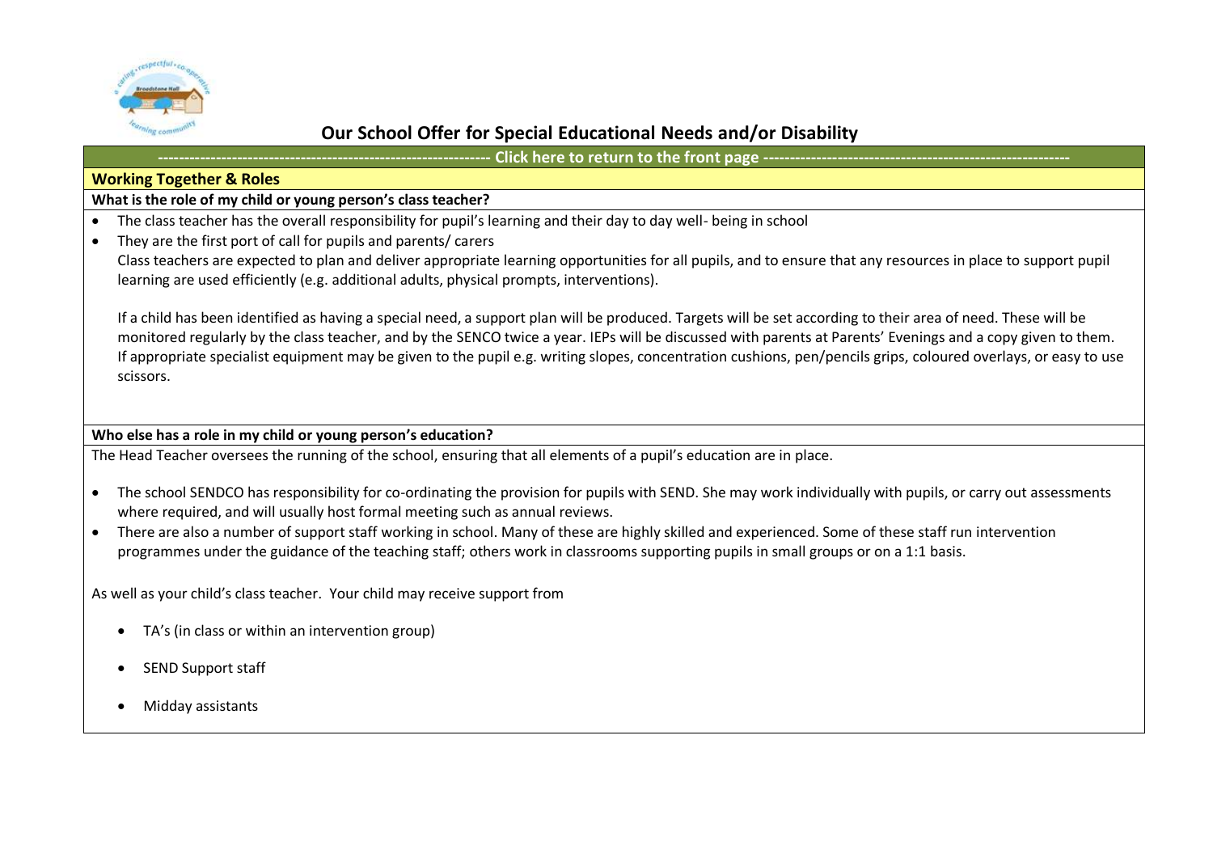# Our School Offer for Special Educational Needs and/or Disability

------------------------------------------------------------- Click here to return to the front page ---------------------------------------------------------

## Working Together & Roles

**What is the role of my child or young person's class teacher?**

- The class teacher has the overall responsibility for pupil's learning and their day to day well- being in school
- They are the first port of call for pupils and parents/ carers

  Class teachers are expected to plan and deliver appropriate learning opportunities for all pupils, and to ensure that any resources in place to support pupil learning are used efficiently (e.g. additional adults, physical prompts, interventions).

  If a child has been identified as having a special need, a support plan will be produced. Targets will be set according to their area of need. These will be monitored regularly by the class teacher, and by the SENCO twice a year. IEPs will be discussed with parents at Parents' Evenings and a copy given to them. If appropriate specialist equipment may be given to the pupil e.g. writing slopes, concentration cushions, pen/pencils grips, coloured overlays, or easy to use scissors.

**Who else has a role in my child or young person's education?**

The Head Teacher oversees the running of the school, ensuring that all elements of a pupil's education are in place.

- The school SENDCO has responsibility for co-ordinating the provision for pupils with SEND. She may work individually with pupils, or carry out assessments where required, and will usually host formal meeting such as annual reviews.
- There are also a number of support staff working in school. Many of these are highly skilled and experienced. Some of these staff run intervention programmes under the guidance of the teaching staff; others work in classrooms supporting pupils in small groups or on a 1:1 basis.

As well as your child's class teacher. Your child may receive support from

- TA's (in class or within an intervention group)
- SEND Support staff
- Midday assistants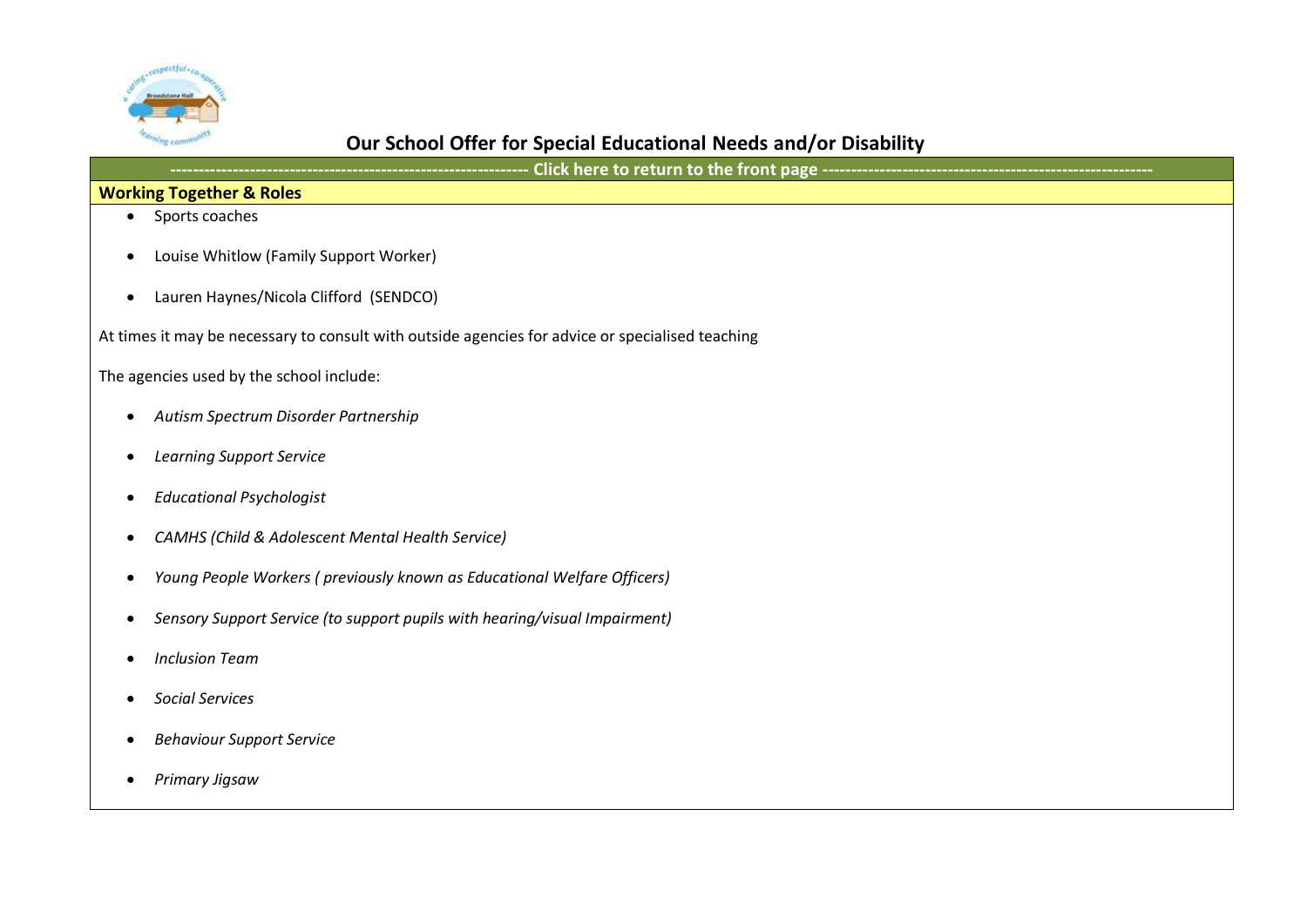# Our School Offer for Special Educational Needs and/or Disability

------------------------------------------------------------ Click here to return to the front page --------------------------------------------------------

**Working Together & Roles**

- Sports coaches
- Louise Whitlow (Family Support Worker)
- Lauren Haynes/Nicola Clifford (SENDCO)

At times it may be necessary to consult with outside agencies for advice or specialised teaching

The agencies used by the school include:

- *Autism Spectrum Disorder Partnership*
- *Learning Support Service*
- *Educational Psychologist*
- *CAMHS (Child & Adolescent Mental Health Service)*
- *Young People Workers ( previously known as Educational Welfare Officers)*
- *Sensory Support Service (to support pupils with hearing/visual Impairment)*
- *Inclusion Team*
- *Social Services*
- *Behaviour Support Service*
- *Primary Jigsaw*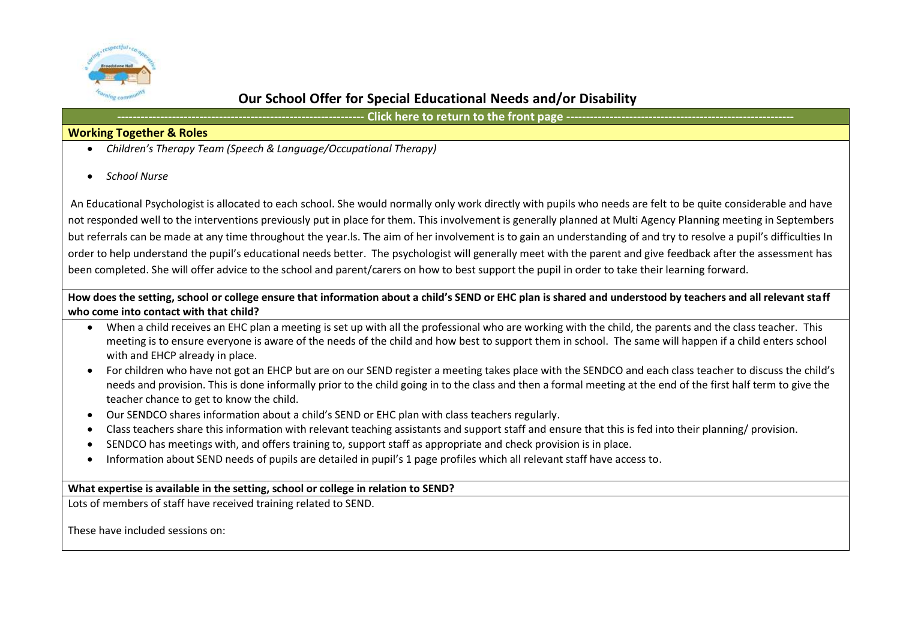## Our School Offer for Special Educational Needs and/or Disability

---------------------------------------------------------------- Click here to return to the front page ----------------------------------------------------------

**Working Together & Roles**

- *Children's Therapy Team (Speech & Language/Occupational Therapy)*
- *School Nurse*

An Educational Psychologist is allocated to each school. She would normally only work directly with pupils who needs are felt to be quite considerable and have not responded well to the interventions previously put in place for them. This involvement is generally planned at Multi Agency Planning meeting in Septembers but referrals can be made at any time throughout the year.ls. The aim of her involvement is to gain an understanding of and try to resolve a pupil's difficulties In order to help understand the pupil's educational needs better. The psychologist will generally meet with the parent and give feedback after the assessment has been completed. She will offer advice to the school and parent/carers on how to best support the pupil in order to take their learning forward.

**How does the setting, school or college ensure that information about a child's SEND or EHC plan is shared and understood by teachers and all relevant staff who come into contact with that child?**

- When a child receives an EHC plan a meeting is set up with all the professional who are working with the child, the parents and the class teacher. This meeting is to ensure everyone is aware of the needs of the child and how best to support them in school. The same will happen if a child enters school with and EHCP already in place.
- For children who have not got an EHCP but are on our SEND register a meeting takes place with the SENDCO and each class teacher to discuss the child's needs and provision. This is done informally prior to the child going in to the class and then a formal meeting at the end of the first half term to give the teacher chance to get to know the child.
- Our SENDCO shares information about a child's SEND or EHC plan with class teachers regularly.
- Class teachers share this information with relevant teaching assistants and support staff and ensure that this is fed into their planning/ provision.
- SENDCO has meetings with, and offers training to, support staff as appropriate and check provision is in place.
- Information about SEND needs of pupils are detailed in pupil's 1 page profiles which all relevant staff have access to.

**What expertise is available in the setting, school or college in relation to SEND?**

Lots of members of staff have received training related to SEND.

These have included sessions on: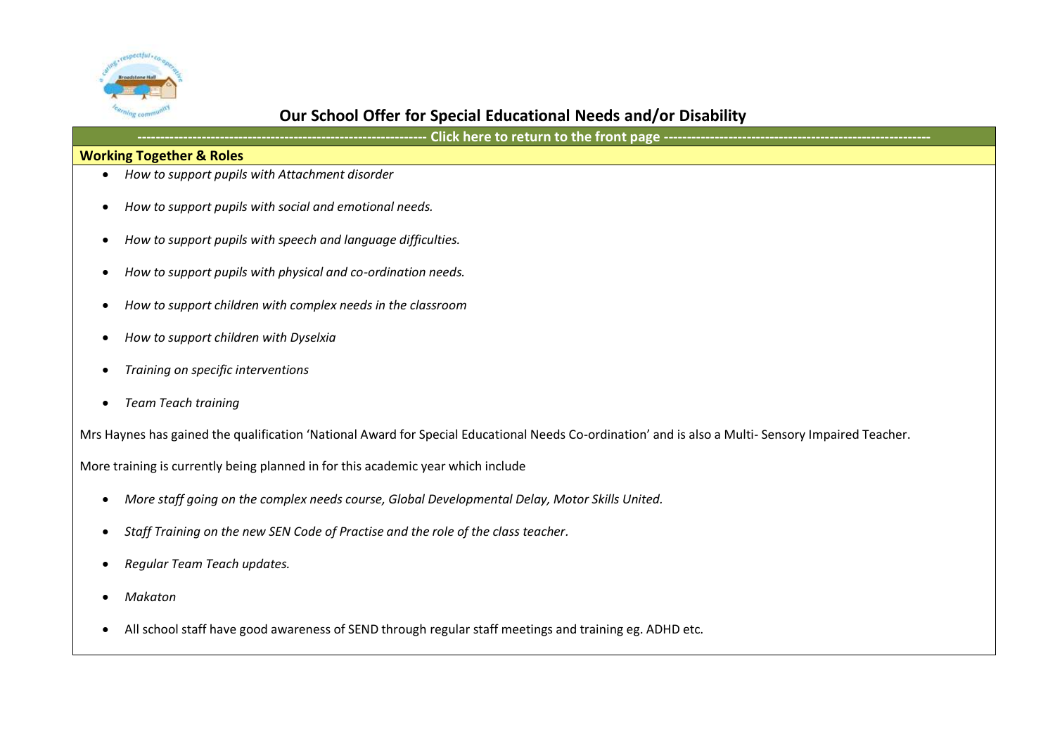## Our School Offer for Special Educational Needs and/or Disability

------------------------------------------------------------ Click here to return to the front page ------------------------------------------------------------

### Working Together & Roles

- *How to support pupils with Attachment disorder*
- *How to support pupils with social and emotional needs.*
- *How to support pupils with speech and language difficulties.*
- *How to support pupils with physical and co-ordination needs.*
- *How to support children with complex needs in the classroom*
- *How to support children with Dyselxia*
- *Training on specific interventions*
- *Team Teach training*

Mrs Haynes has gained the qualification 'National Award for Special Educational Needs Co-ordination' and is also a Multi- Sensory Impaired Teacher.

More training is currently being planned in for this academic year which include

- *More staff going on the complex needs course, Global Developmental Delay, Motor Skills United.*
- *Staff Training on the new SEN Code of Practise and the role of the class teacher.*
- *Regular Team Teach updates.*
- *Makaton*
- All school staff have good awareness of SEND through regular staff meetings and training eg. ADHD etc.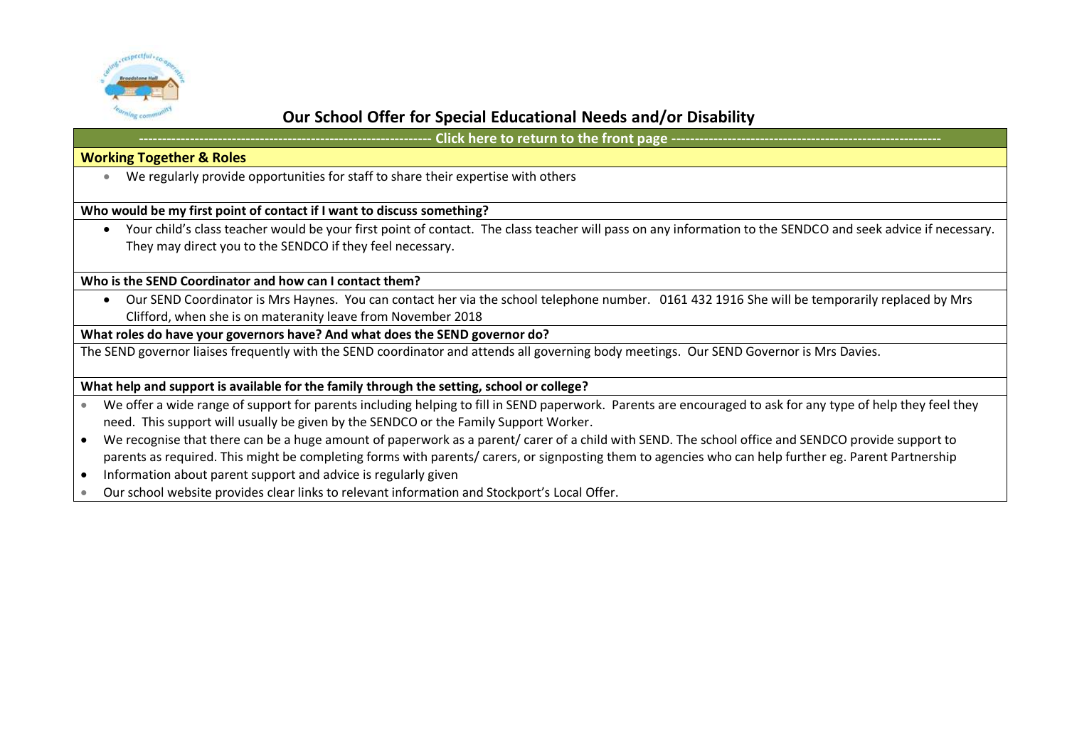# Our School Offer for Special Educational Needs and/or Disability

---------------------------------------------------------------- Click here to return to the front page ----------------------------------------------------------------

## Working Together & Roles

- We regularly provide opportunities for staff to share their expertise with others

**Who would be my first point of contact if I want to discuss something?**

- Your child's class teacher would be your first point of contact. The class teacher will pass on any information to the SENDCO and seek advice if necessary. They may direct you to the SENDCO if they feel necessary.

**Who is the SEND Coordinator and how can I contact them?**

- Our SEND Coordinator is Mrs Haynes. You can contact her via the school telephone number. 0161 432 1916 She will be temporarily replaced by Mrs Clifford, when she is on materanity leave from November 2018

**What roles do have your governors have? And what does the SEND governor do?**

The SEND governor liaises frequently with the SEND coordinator and attends all governing body meetings. Our SEND Governor is Mrs Davies.

**What help and support is available for the family through the setting, school or college?**

- We offer a wide range of support for parents including helping to fill in SEND paperwork. Parents are encouraged to ask for any type of help they feel they need. This support will usually be given by the SENDCO or the Family Support Worker.
- We recognise that there can be a huge amount of paperwork as a parent/ carer of a child with SEND. The school office and SENDCO provide support to parents as required. This might be completing forms with parents/ carers, or signposting them to agencies who can help further eg. Parent Partnership
- Information about parent support and advice is regularly given
- Our school website provides clear links to relevant information and Stockport's Local Offer.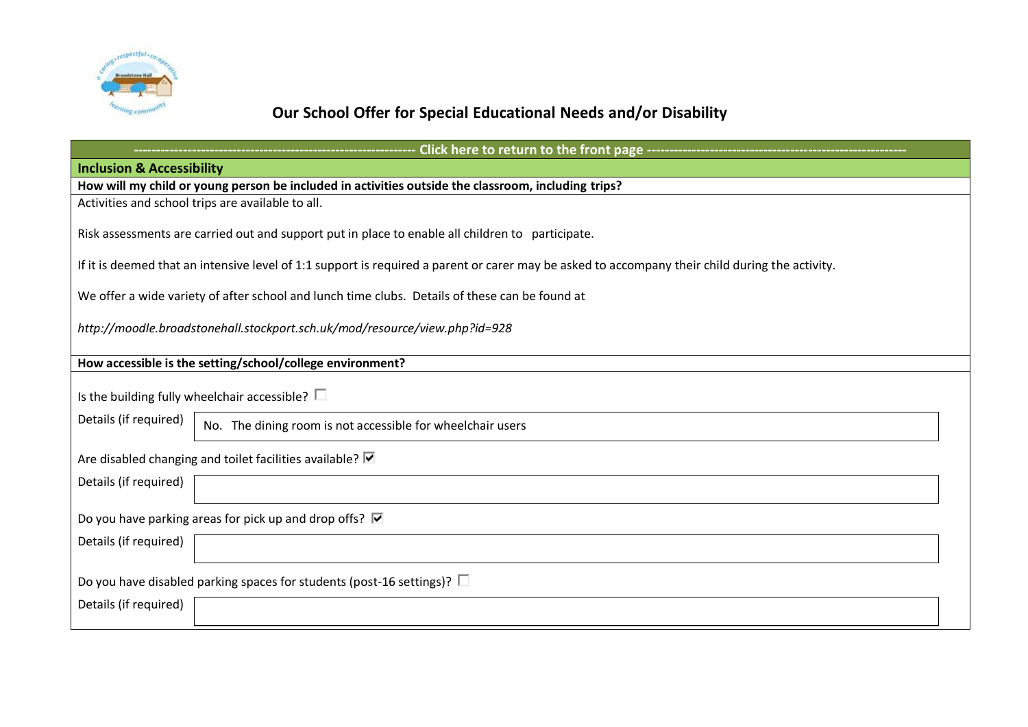# Our School Offer for Special Educational Needs and/or Disability

------------------------------------------------------------ Click here to return to the front page ------------------------------------------------------------

## Inclusion & Accessibility

**How will my child or young person be included in activities outside the classroom, including trips?**

Activities and school trips are available to all.

Risk assessments are carried out and support put in place to enable all children to participate.

If it is deemed that an intensive level of 1:1 support is required a parent or carer may be asked to accompany their child during the activity.

We offer a wide variety of after school and lunch time clubs. Details of these can be found at

*http://moodle.broadstonehall.stockport.sch.uk/mod/resource/view.php?id=928*

**How accessible is the setting/school/college environment?**

Is the building fully wheelchair accessible? ☐

Details (if required): No. The dining room is not accessible for wheelchair users

Are disabled changing and toilet facilities available? ☑

Details (if required):

Do you have parking areas for pick up and drop offs? ☑

Details (if required):

Do you have disabled parking spaces for students (post-16 settings)? ☐

Details (if required):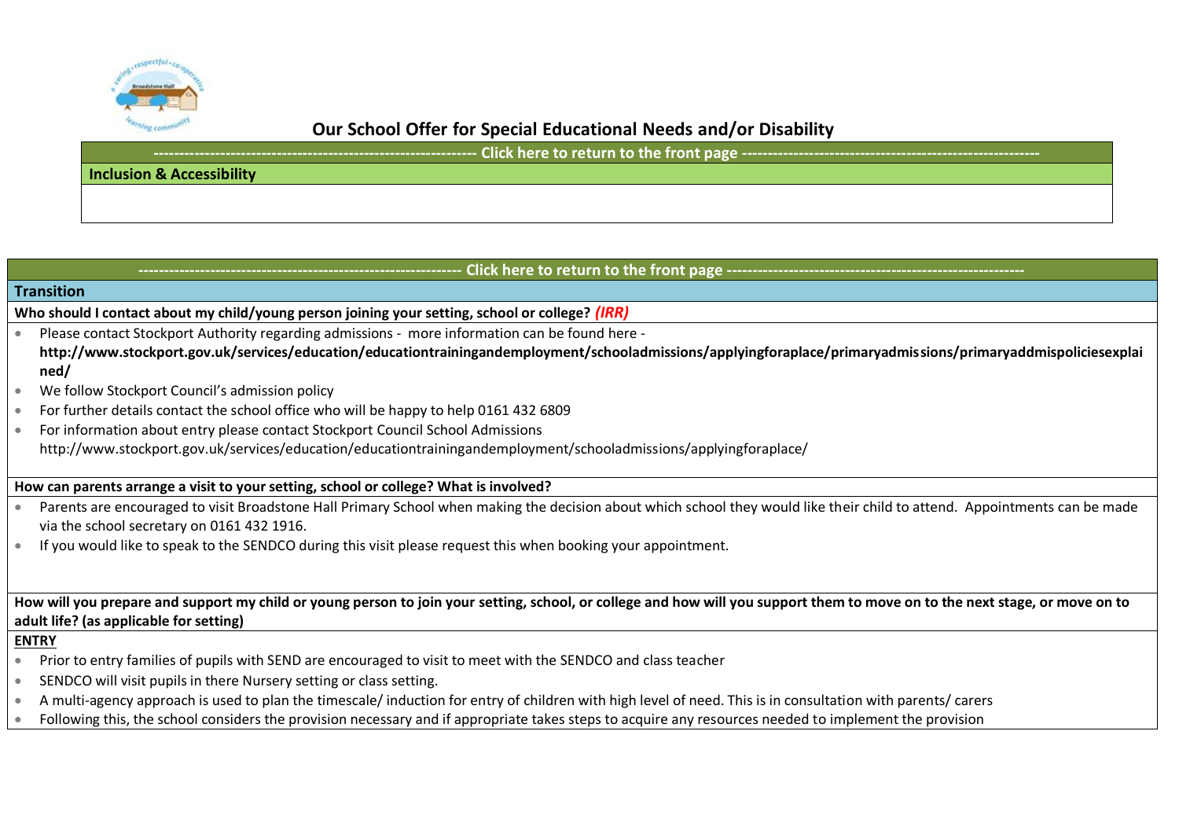## Our School Offer for Special Educational Needs and/or Disability

---------------------------------------------------------------- Click here to return to the front page ----------------------------------------------------------

**Inclusion & Accessibility**

---------------------------------------------------------------- Click here to return to the front page ----------------------------------------------------------

**Transition**

**Who should I contact about my child/young person joining your setting, school or college?** ***(IRR)***

- Please contact Stockport Authority regarding admissions - more information can be found here - **http://www.stockport.gov.uk/services/education/educationtrainingandemployment/schooladmissions/applyingforaplace/primaryadmissions/primaryaddmispoliciesexplained/**
- We follow Stockport Council's admission policy
- For further details contact the school office who will be happy to help 0161 432 6809
- For information about entry please contact Stockport Council School Admissions http://www.stockport.gov.uk/services/education/educationtrainingandemployment/schooladmissions/applyingforaplace/

**How can parents arrange a visit to your setting, school or college? What is involved?**

- Parents are encouraged to visit Broadstone Hall Primary School when making the decision about which school they would like their child to attend. Appointments can be made via the school secretary on 0161 432 1916.
- If you would like to speak to the SENDCO during this visit please request this when booking your appointment.

**How will you prepare and support my child or young person to join your setting, school, or college and how will you support them to move on to the next stage, or move on to adult life? (as applicable for setting)**

**ENTRY**

- Prior to entry families of pupils with SEND are encouraged to visit to meet with the SENDCO and class teacher
- SENDCO will visit pupils in there Nursery setting or class setting.
- A multi-agency approach is used to plan the timescale/ induction for entry of children with high level of need. This is in consultation with parents/ carers
- Following this, the school considers the provision necessary and if appropriate takes steps to acquire any resources needed to implement the provision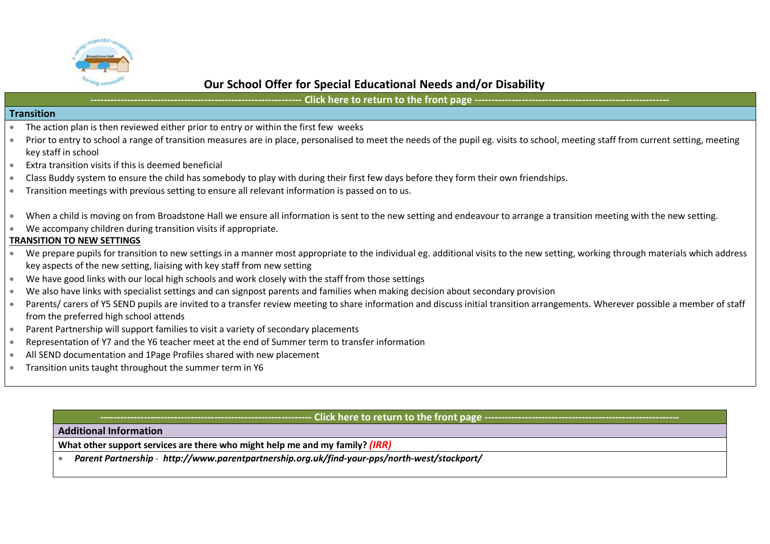# Our School Offer for Special Educational Needs and/or Disability

------------------------------------------------------------ Click here to return to the front page --------------------------------------------------------

## Transition

- The action plan is then reviewed either prior to entry or within the first few weeks
- Prior to entry to school a range of transition measures are in place, personalised to meet the needs of the pupil eg. visits to school, meeting staff from current setting, meeting key staff in school
- Extra transition visits if this is deemed beneficial
- Class Buddy system to ensure the child has somebody to play with during their first few days before they form their own friendships.
- Transition meetings with previous setting to ensure all relevant information is passed on to us.

- When a child is moving on from Broadstone Hall we ensure all information is sent to the new setting and endeavour to arrange a transition meeting with the new setting.
- We accompany children during transition visits if appropriate.

**TRANSITION TO NEW SETTINGS**

- We prepare pupils for transition to new settings in a manner most appropriate to the individual eg. additional visits to the new setting, working through materials which address key aspects of the new setting, liaising with key staff from new setting
- We have good links with our local high schools and work closely with the staff from those settings
- We also have links with specialist settings and can signpost parents and families when making decision about secondary provision
- Parents/ carers of Y5 SEND pupils are invited to a transfer review meeting to share information and discuss initial transition arrangements. Wherever possible a member of staff from the preferred high school attends
- Parent Partnership will support families to visit a variety of secondary placements
- Representation of Y7 and the Y6 teacher meet at the end of Summer term to transfer information
- All SEND documentation and 1Page Profiles shared with new placement
- Transition units taught throughout the summer term in Y6

------------------------------------------------------------ Click here to return to the front page --------------------------------------------------------

## Additional Information

**What other support services are there who might help me and my family? *(IRR)***

- ***Parent Partnership* - *http://www.parentpartnership.org.uk/find-your-pps/north-west/stockport/***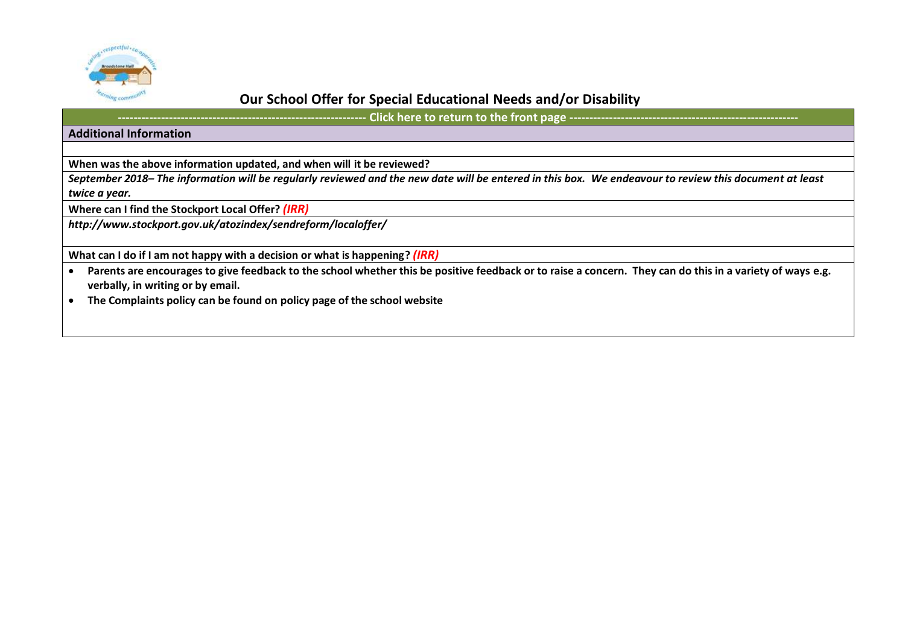## Our School Offer for Special Educational Needs and/or Disability

**------------------------------------------------------------- Click here to return to the front page ---------------------------------------------------------**

**Additional Information**

**When was the above information updated, and when will it be reviewed?**

***September 2018– The information will be regularly reviewed and the new date will be entered in this box. We endeavour to review this document at least twice a year.***

**Where can I find the Stockport Local Offer? *(IRR)***

***http://www.stockport.gov.uk/atozindex/sendreform/localoffer/***

**What can I do if I am not happy with a decision or what is happening? *(IRR)***

- **Parents are encourages to give feedback to the school whether this be positive feedback or to raise a concern. They can do this in a variety of ways e.g. verbally, in writing or by email.**
- **The Complaints policy can be found on policy page of the school website**